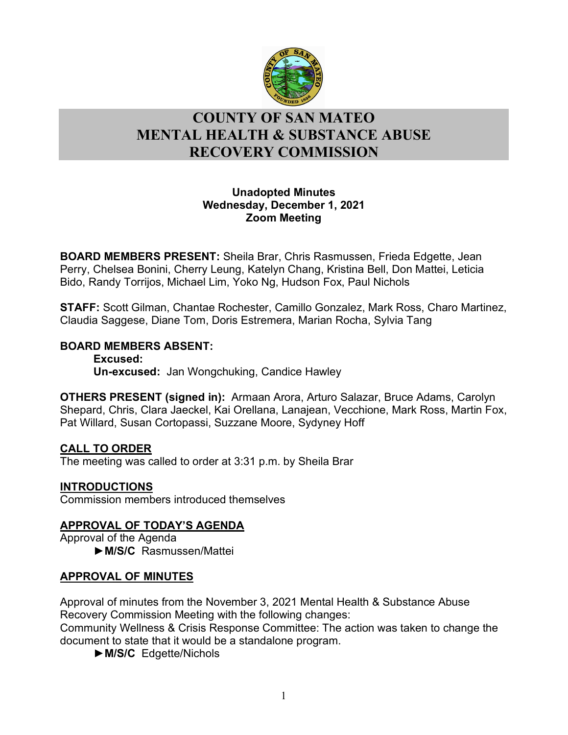# COUNTY OF SAN MATEO
# MENTAL HEALTH & SUBSTANCE ABUSE RECOVERY COMMISSION

**Unadopted Minutes**
**Wednesday, December 1, 2021**
**Zoom Meeting**

**BOARD MEMBERS PRESENT:** Sheila Brar, Chris Rasmussen, Frieda Edgette, Jean Perry, Chelsea Bonini, Cherry Leung, Katelyn Chang, Kristina Bell, Don Mattei, Leticia Bido, Randy Torrijos, Michael Lim, Yoko Ng, Hudson Fox, Paul Nichols

**STAFF:** Scott Gilman, Chantae Rochester, Camillo Gonzalez, Mark Ross, Charo Martinez, Claudia Saggese, Diane Tom, Doris Estremera, Marian Rocha, Sylvia Tang

**BOARD MEMBERS ABSENT:**
**Excused:**
**Un-excused:** Jan Wongchuking, Candice Hawley

**OTHERS PRESENT (signed in):** Armaan Arora, Arturo Salazar, Bruce Adams, Carolyn Shepard, Chris, Clara Jaeckel, Kai Orellana, Lanajean, Vecchione, Mark Ross, Martin Fox, Pat Willard, Susan Cortopassi, Suzzane Moore, Sydyney Hoff

## CALL TO ORDER

The meeting was called to order at 3:31 p.m. by Sheila Brar

## INTRODUCTIONS

Commission members introduced themselves

## APPROVAL OF TODAY'S AGENDA

Approval of the Agenda

►**M/S/C** Rasmussen/Mattei

## APPROVAL OF MINUTES

Approval of minutes from the November 3, 2021 Mental Health & Substance Abuse Recovery Commission Meeting with the following changes:

Community Wellness & Crisis Response Committee: The action was taken to change the document to state that it would be a standalone program.

►**M/S/C** Edgette/Nichols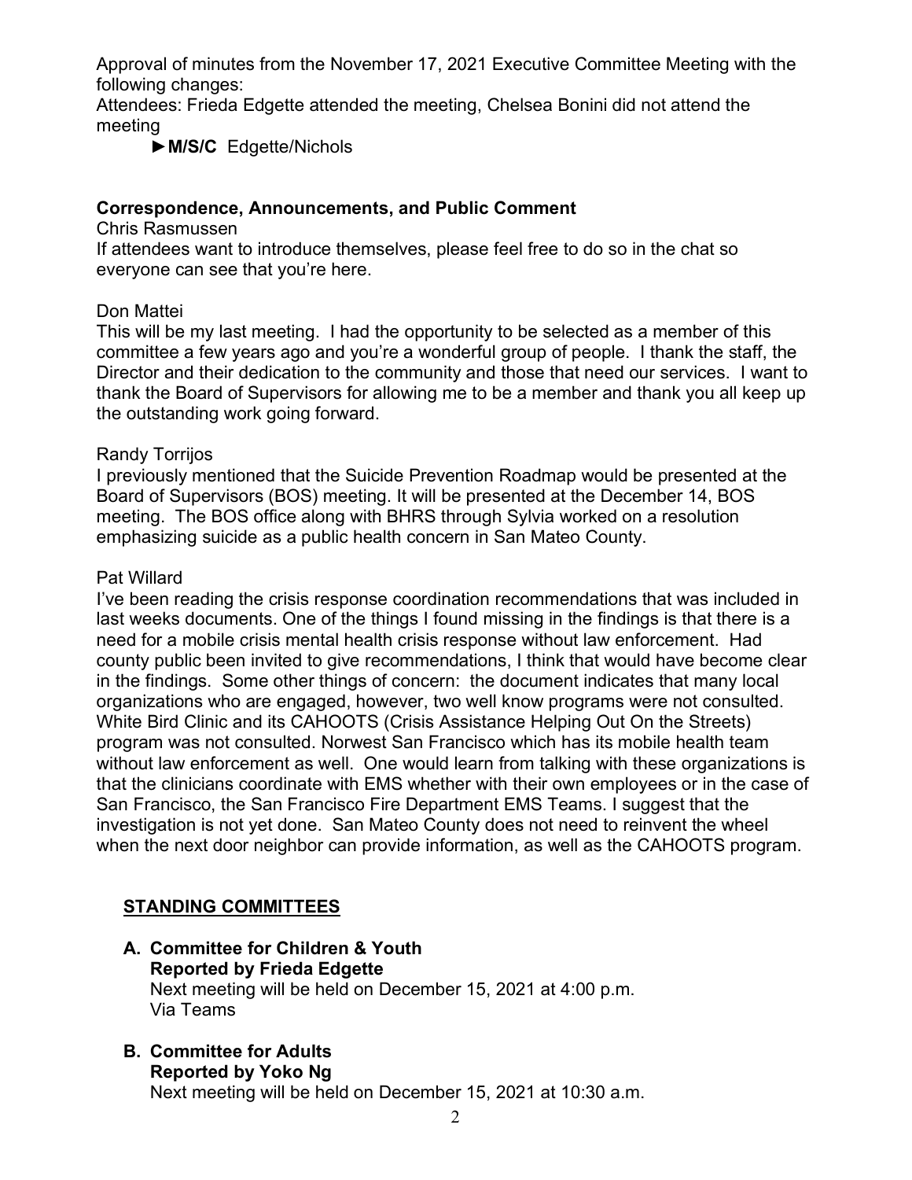Approval of minutes from the November 17, 2021 Executive Committee Meeting with the following changes:

Attendees: Frieda Edgette attended the meeting, Chelsea Bonini did not attend the meeting

►**M/S/C** Edgette/Nichols

**Correspondence, Announcements, and Public Comment**

Chris Rasmussen

If attendees want to introduce themselves, please feel free to do so in the chat so everyone can see that you're here.

Don Mattei

This will be my last meeting. I had the opportunity to be selected as a member of this committee a few years ago and you're a wonderful group of people. I thank the staff, the Director and their dedication to the community and those that need our services. I want to thank the Board of Supervisors for allowing me to be a member and thank you all keep up the outstanding work going forward.

Randy Torrijos

I previously mentioned that the Suicide Prevention Roadmap would be presented at the Board of Supervisors (BOS) meeting. It will be presented at the December 14, BOS meeting. The BOS office along with BHRS through Sylvia worked on a resolution emphasizing suicide as a public health concern in San Mateo County.

Pat Willard

I've been reading the crisis response coordination recommendations that was included in last weeks documents. One of the things I found missing in the findings is that there is a need for a mobile crisis mental health crisis response without law enforcement. Had county public been invited to give recommendations, I think that would have become clear in the findings. Some other things of concern: the document indicates that many local organizations who are engaged, however, two well know programs were not consulted. White Bird Clinic and its CAHOOTS (Crisis Assistance Helping Out On the Streets) program was not consulted. Norwest San Francisco which has its mobile health team without law enforcement as well. One would learn from talking with these organizations is that the clinicians coordinate with EMS whether with their own employees or in the case of San Francisco, the San Francisco Fire Department EMS Teams. I suggest that the investigation is not yet done. San Mateo County does not need to reinvent the wheel when the next door neighbor can provide information, as well as the CAHOOTS program.

## STANDING COMMITTEES

**A. Committee for Children & Youth**
**Reported by Frieda Edgette**
Next meeting will be held on December 15, 2021 at 4:00 p.m.
Via Teams

**B. Committee for Adults**
**Reported by Yoko Ng**
Next meeting will be held on December 15, 2021 at 10:30 a.m.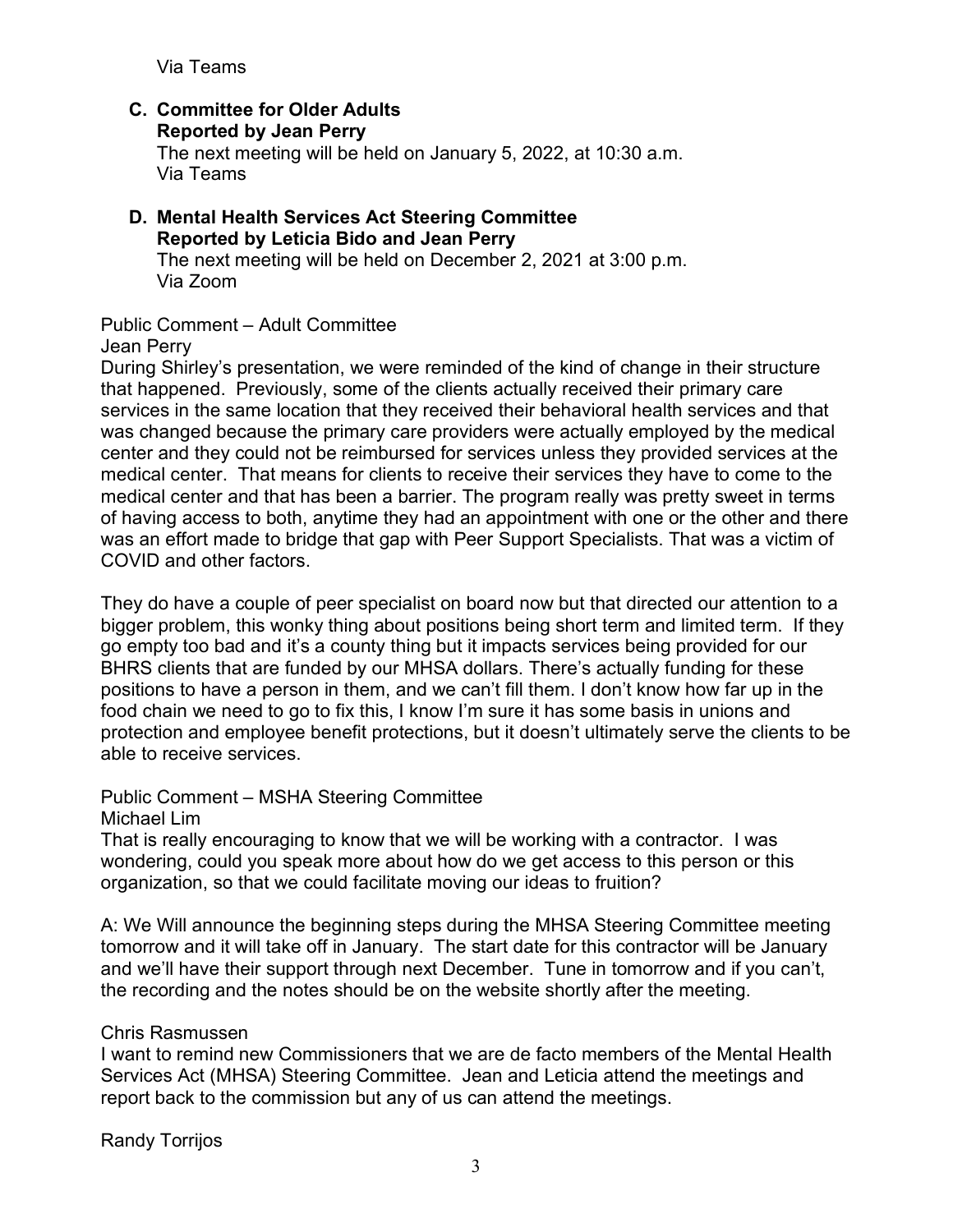Via Teams

**C. Committee for Older Adults**
**Reported by Jean Perry**
The next meeting will be held on January 5, 2022, at 10:30 a.m.
Via Teams

**D. Mental Health Services Act Steering Committee**
**Reported by Leticia Bido and Jean Perry**
The next meeting will be held on December 2, 2021 at 3:00 p.m.
Via Zoom

Public Comment – Adult Committee
Jean Perry
During Shirley's presentation, we were reminded of the kind of change in their structure that happened. Previously, some of the clients actually received their primary care services in the same location that they received their behavioral health services and that was changed because the primary care providers were actually employed by the medical center and they could not be reimbursed for services unless they provided services at the medical center. That means for clients to receive their services they have to come to the medical center and that has been a barrier. The program really was pretty sweet in terms of having access to both, anytime they had an appointment with one or the other and there was an effort made to bridge that gap with Peer Support Specialists. That was a victim of COVID and other factors.

They do have a couple of peer specialist on board now but that directed our attention to a bigger problem, this wonky thing about positions being short term and limited term. If they go empty too bad and it's a county thing but it impacts services being provided for our BHRS clients that are funded by our MHSA dollars. There's actually funding for these positions to have a person in them, and we can't fill them. I don't know how far up in the food chain we need to go to fix this, I know I'm sure it has some basis in unions and protection and employee benefit protections, but it doesn't ultimately serve the clients to be able to receive services.

Public Comment – MSHA Steering Committee
Michael Lim
That is really encouraging to know that we will be working with a contractor. I was wondering, could you speak more about how do we get access to this person or this organization, so that we could facilitate moving our ideas to fruition?

A: We Will announce the beginning steps during the MHSA Steering Committee meeting tomorrow and it will take off in January. The start date for this contractor will be January and we'll have their support through next December. Tune in tomorrow and if you can't, the recording and the notes should be on the website shortly after the meeting.

Chris Rasmussen
I want to remind new Commissioners that we are de facto members of the Mental Health Services Act (MHSA) Steering Committee. Jean and Leticia attend the meetings and report back to the commission but any of us can attend the meetings.

Randy Torrijos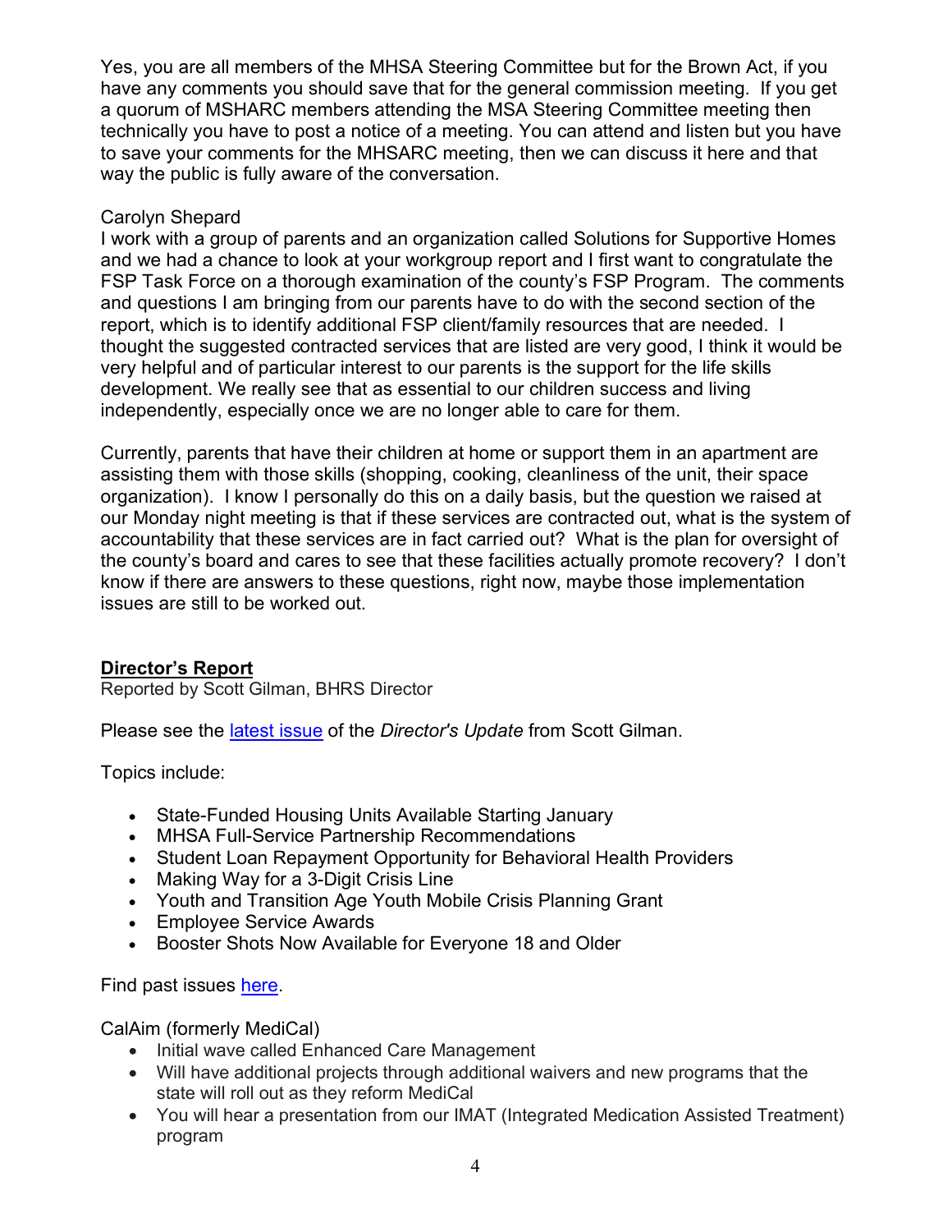Yes, you are all members of the MHSA Steering Committee but for the Brown Act, if you have any comments you should save that for the general commission meeting. If you get a quorum of MSHARC members attending the MSA Steering Committee meeting then technically you have to post a notice of a meeting. You can attend and listen but you have to save your comments for the MHSARC meeting, then we can discuss it here and that way the public is fully aware of the conversation.

Carolyn Shepard
I work with a group of parents and an organization called Solutions for Supportive Homes and we had a chance to look at your workgroup report and I first want to congratulate the FSP Task Force on a thorough examination of the county's FSP Program. The comments and questions I am bringing from our parents have to do with the second section of the report, which is to identify additional FSP client/family resources that are needed. I thought the suggested contracted services that are listed are very good, I think it would be very helpful and of particular interest to our parents is the support for the life skills development. We really see that as essential to our children success and living independently, especially once we are no longer able to care for them.

Currently, parents that have their children at home or support them in an apartment are assisting them with those skills (shopping, cooking, cleanliness of the unit, their space organization). I know I personally do this on a daily basis, but the question we raised at our Monday night meeting is that if these services are contracted out, what is the system of accountability that these services are in fact carried out? What is the plan for oversight of the county's board and cares to see that these facilities actually promote recovery? I don't know if there are answers to these questions, right now, maybe those implementation issues are still to be worked out.

**Director's Report**
Reported by Scott Gilman, BHRS Director

Please see the latest issue of the *Director's Update* from Scott Gilman.

Topics include:

- State-Funded Housing Units Available Starting January
- MHSA Full-Service Partnership Recommendations
- Student Loan Repayment Opportunity for Behavioral Health Providers
- Making Way for a 3-Digit Crisis Line
- Youth and Transition Age Youth Mobile Crisis Planning Grant
- Employee Service Awards
- Booster Shots Now Available for Everyone 18 and Older

Find past issues here.

CalAim (formerly MediCal)

- Initial wave called Enhanced Care Management
- Will have additional projects through additional waivers and new programs that the state will roll out as they reform MediCal
- You will hear a presentation from our IMAT (Integrated Medication Assisted Treatment) program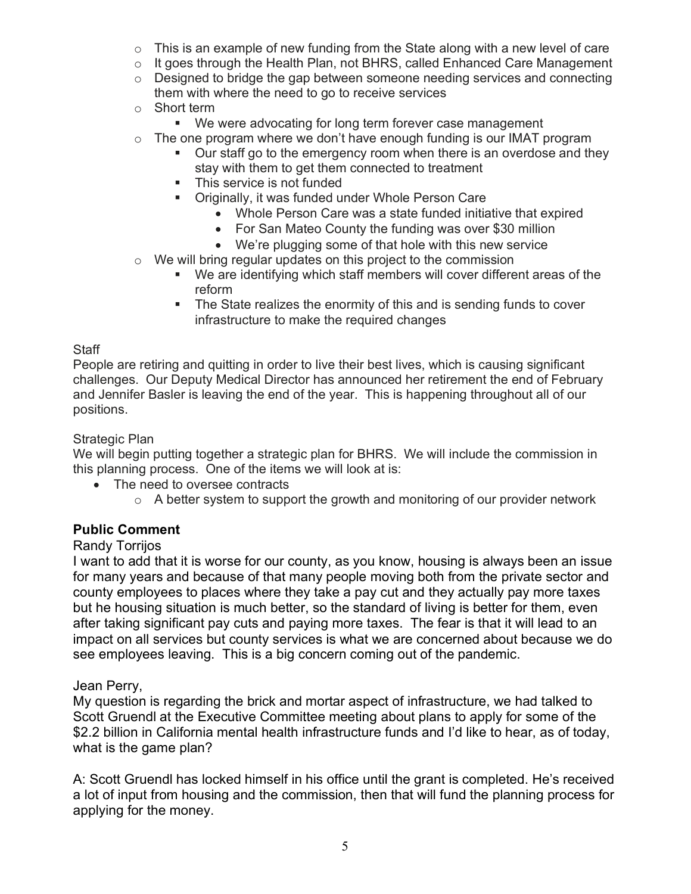- This is an example of new funding from the State along with a new level of care
  - It goes through the Health Plan, not BHRS, called Enhanced Care Management
  - Designed to bridge the gap between someone needing services and connecting them with where the need to go to receive services
  - Short term
    - We were advocating for long term forever case management
  - The one program where we don't have enough funding is our IMAT program
    - Our staff go to the emergency room when there is an overdose and they stay with them to get them connected to treatment
    - This service is not funded
    - Originally, it was funded under Whole Person Care
      - Whole Person Care was a state funded initiative that expired
      - For San Mateo County the funding was over $30 million
      - We're plugging some of that hole with this new service
  - We will bring regular updates on this project to the commission
    - We are identifying which staff members will cover different areas of the reform
    - The State realizes the enormity of this and is sending funds to cover infrastructure to make the required changes

Staff

People are retiring and quitting in order to live their best lives, which is causing significant challenges. Our Deputy Medical Director has announced her retirement the end of February and Jennifer Basler is leaving the end of the year. This is happening throughout all of our positions.

Strategic Plan

We will begin putting together a strategic plan for BHRS. We will include the commission in this planning process. One of the items we will look at is:

- The need to oversee contracts
  - A better system to support the growth and monitoring of our provider network

**Public Comment**

Randy Torrijos

I want to add that it is worse for our county, as you know, housing is always been an issue for many years and because of that many people moving both from the private sector and county employees to places where they take a pay cut and they actually pay more taxes but he housing situation is much better, so the standard of living is better for them, even after taking significant pay cuts and paying more taxes. The fear is that it will lead to an impact on all services but county services is what we are concerned about because we do see employees leaving. This is a big concern coming out of the pandemic.

Jean Perry,

My question is regarding the brick and mortar aspect of infrastructure, we had talked to Scott Gruendl at the Executive Committee meeting about plans to apply for some of the $2.2 billion in California mental health infrastructure funds and I'd like to hear, as of today, what is the game plan?

A: Scott Gruendl has locked himself in his office until the grant is completed. He's received a lot of input from housing and the commission, then that will fund the planning process for applying for the money.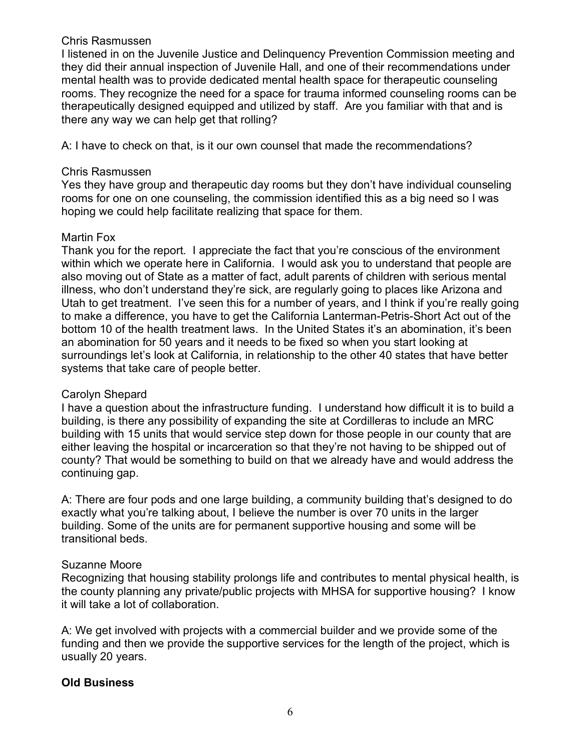Chris Rasmussen

I listened in on the Juvenile Justice and Delinquency Prevention Commission meeting and they did their annual inspection of Juvenile Hall, and one of their recommendations under mental health was to provide dedicated mental health space for therapeutic counseling rooms. They recognize the need for a space for trauma informed counseling rooms can be therapeutically designed equipped and utilized by staff. Are you familiar with that and is there any way we can help get that rolling?

A: I have to check on that, is it our own counsel that made the recommendations?

Chris Rasmussen

Yes they have group and therapeutic day rooms but they don't have individual counseling rooms for one on one counseling, the commission identified this as a big need so I was hoping we could help facilitate realizing that space for them.

Martin Fox

Thank you for the report. I appreciate the fact that you're conscious of the environment within which we operate here in California. I would ask you to understand that people are also moving out of State as a matter of fact, adult parents of children with serious mental illness, who don't understand they're sick, are regularly going to places like Arizona and Utah to get treatment. I've seen this for a number of years, and I think if you're really going to make a difference, you have to get the California Lanterman-Petris-Short Act out of the bottom 10 of the health treatment laws. In the United States it's an abomination, it's been an abomination for 50 years and it needs to be fixed so when you start looking at surroundings let's look at California, in relationship to the other 40 states that have better systems that take care of people better.

Carolyn Shepard

I have a question about the infrastructure funding. I understand how difficult it is to build a building, is there any possibility of expanding the site at Cordilleras to include an MRC building with 15 units that would service step down for those people in our county that are either leaving the hospital or incarceration so that they're not having to be shipped out of county? That would be something to build on that we already have and would address the continuing gap.

A: There are four pods and one large building, a community building that's designed to do exactly what you're talking about, I believe the number is over 70 units in the larger building. Some of the units are for permanent supportive housing and some will be transitional beds.

Suzanne Moore

Recognizing that housing stability prolongs life and contributes to mental physical health, is the county planning any private/public projects with MHSA for supportive housing? I know it will take a lot of collaboration.

A: We get involved with projects with a commercial builder and we provide some of the funding and then we provide the supportive services for the length of the project, which is usually 20 years.

**Old Business**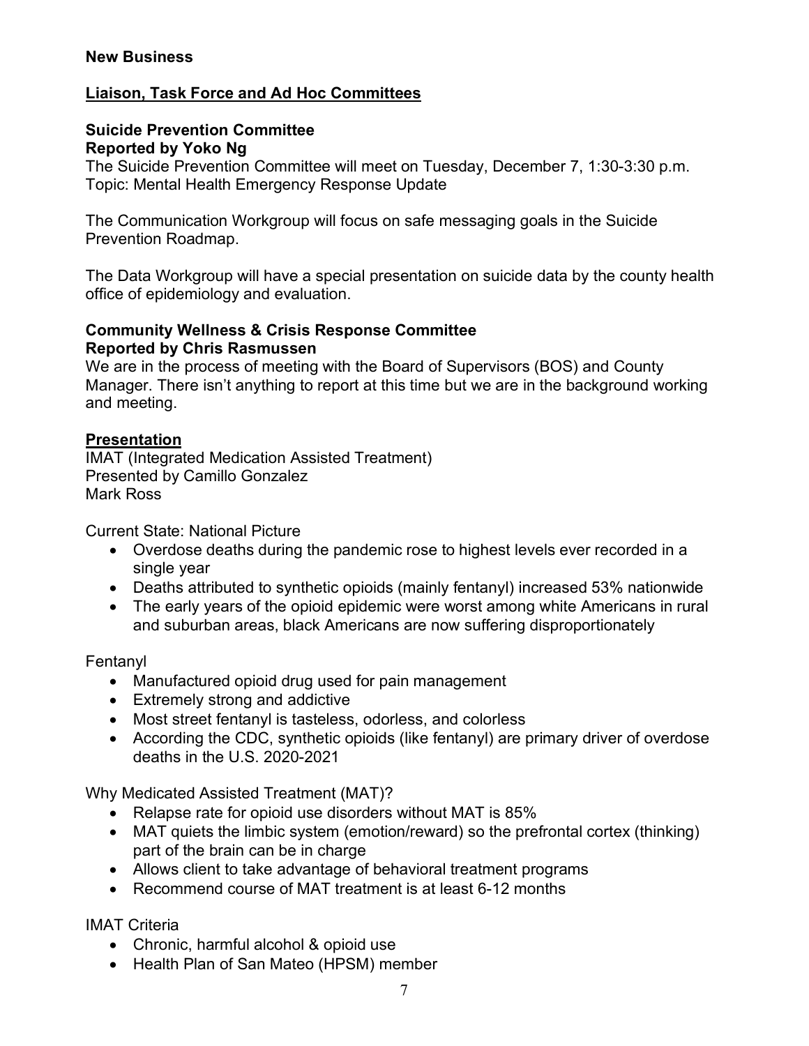**New Business**

**Liaison, Task Force and Ad Hoc Committees**

**Suicide Prevention Committee**
**Reported by Yoko Ng**

The Suicide Prevention Committee will meet on Tuesday, December 7, 1:30-3:30 p.m.
Topic: Mental Health Emergency Response Update

The Communication Workgroup will focus on safe messaging goals in the Suicide Prevention Roadmap.

The Data Workgroup will have a special presentation on suicide data by the county health office of epidemiology and evaluation.

**Community Wellness & Crisis Response Committee**
**Reported by Chris Rasmussen**

We are in the process of meeting with the Board of Supervisors (BOS) and County Manager. There isn't anything to report at this time but we are in the background working and meeting.

**Presentation**

IMAT (Integrated Medication Assisted Treatment)
Presented by Camillo Gonzalez
Mark Ross

Current State: National Picture

- Overdose deaths during the pandemic rose to highest levels ever recorded in a single year
- Deaths attributed to synthetic opioids (mainly fentanyl) increased 53% nationwide
- The early years of the opioid epidemic were worst among white Americans in rural and suburban areas, black Americans are now suffering disproportionately

Fentanyl

- Manufactured opioid drug used for pain management
- Extremely strong and addictive
- Most street fentanyl is tasteless, odorless, and colorless
- According the CDC, synthetic opioids (like fentanyl) are primary driver of overdose deaths in the U.S. 2020-2021

Why Medicated Assisted Treatment (MAT)?

- Relapse rate for opioid use disorders without MAT is 85%
- MAT quiets the limbic system (emotion/reward) so the prefrontal cortex (thinking) part of the brain can be in charge
- Allows client to take advantage of behavioral treatment programs
- Recommend course of MAT treatment is at least 6-12 months

IMAT Criteria

- Chronic, harmful alcohol & opioid use
- Health Plan of San Mateo (HPSM) member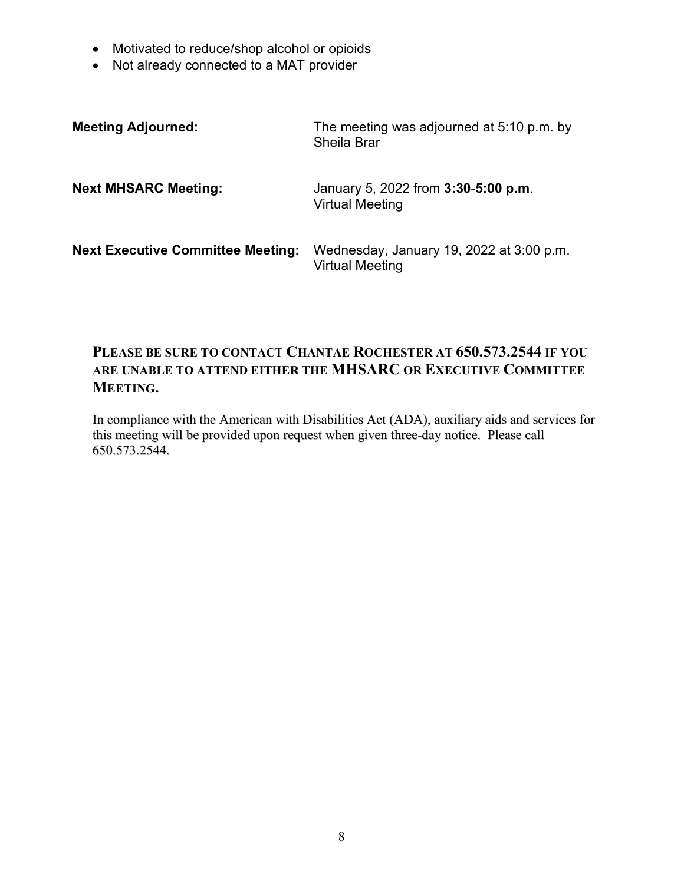- Motivated to reduce/shop alcohol or opioids
- Not already connected to a MAT provider

| | |
|---|---|
| **Meeting Adjourned:** | The meeting was adjourned at 5:10 p.m. by Sheila Brar |
| **Next MHSARC Meeting:** | January 5, 2022 from **3:30-5:00 p.m**. Virtual Meeting |
| **Next Executive Committee Meeting:** | Wednesday, January 19, 2022 at 3:00 p.m. Virtual Meeting |

**PLEASE BE SURE TO CONTACT CHANTAE ROCHESTER AT 650.573.2544 IF YOU ARE UNABLE TO ATTEND EITHER THE MHSARC OR EXECUTIVE COMMITTEE MEETING.**

In compliance with the American with Disabilities Act (ADA), auxiliary aids and services for this meeting will be provided upon request when given three-day notice. Please call 650.573.2544.